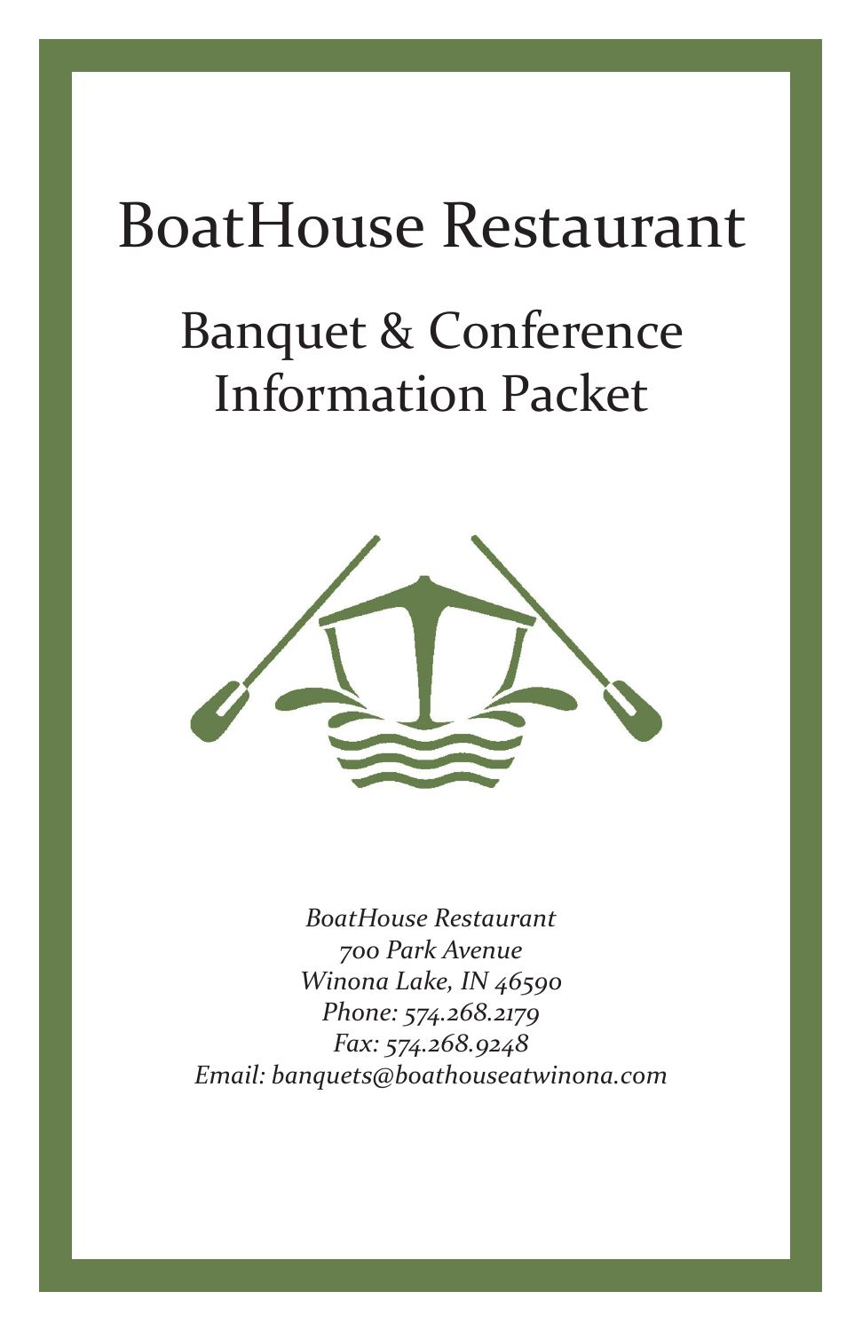# BoatHouse Restaurant

## Banquet & Conference Information Packet

*BoatHouse Restaurant*
*700 Park Avenue*
*Winona Lake, IN 46590*
*Phone: 574.268.2179*
*Fax: 574.268.9248*
*Email: banquets@boathouseatwinona.com*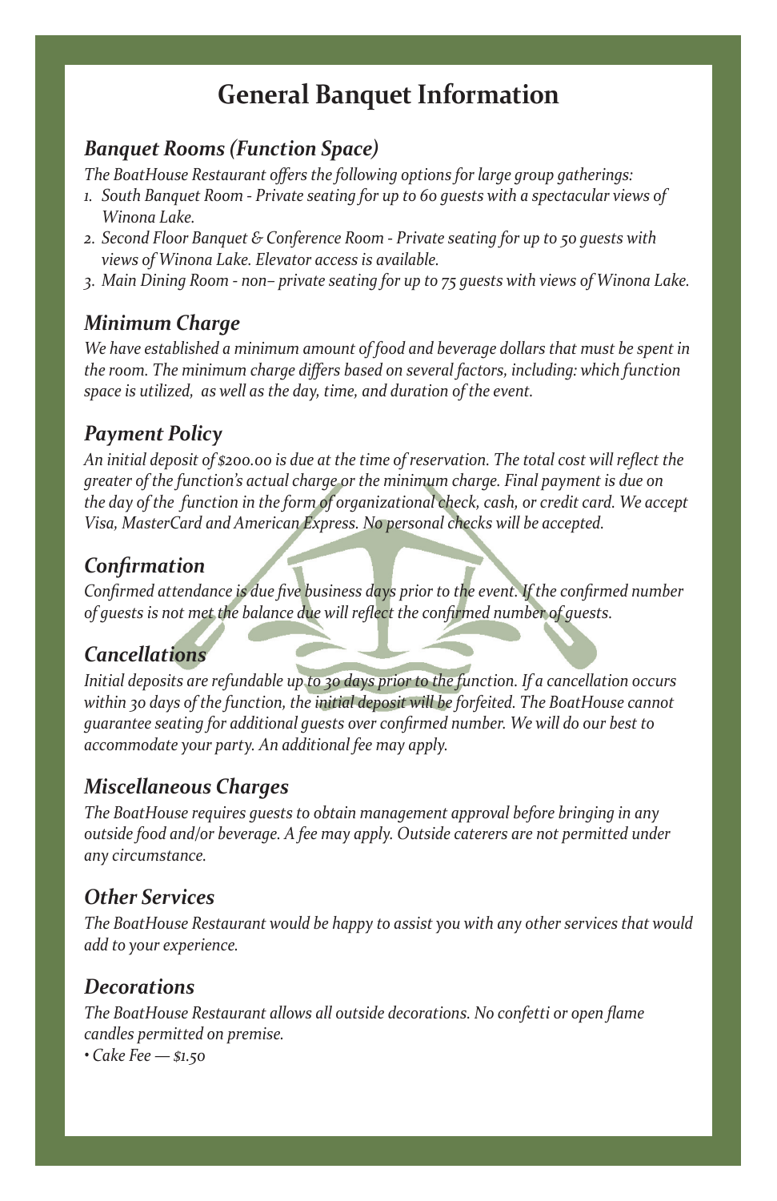# General Banquet Information

## *Banquet Rooms (Function Space)*

*The BoatHouse Restaurant offers the following options for large group gatherings:*

1. *South Banquet Room - Private seating for up to 60 guests with a spectacular views of Winona Lake.*
2. *Second Floor Banquet & Conference Room - Private seating for up to 50 guests with views of Winona Lake. Elevator access is available.*
3. *Main Dining Room - non– private seating for up to 75 guests with views of Winona Lake.*

## *Minimum Charge*

*We have established a minimum amount of food and beverage dollars that must be spent in the room. The minimum charge differs based on several factors, including: which function space is utilized, as well as the day, time, and duration of the event.*

## *Payment Policy*

*An initial deposit of $200.00 is due at the time of reservation. The total cost will reflect the greater of the function's actual charge or the minimum charge. Final payment is due on the day of the function in the form of organizational check, cash, or credit card. We accept Visa, MasterCard and American Express. No personal checks will be accepted.*

## *Confirmation*

*Confirmed attendance is due five business days prior to the event. If the confirmed number of guests is not met the balance due will reflect the confirmed number of guests.*

## *Cancellations*

*Initial deposits are refundable up to 30 days prior to the function. If a cancellation occurs within 30 days of the function, the initial deposit will be forfeited. The BoatHouse cannot guarantee seating for additional guests over confirmed number. We will do our best to accommodate your party. An additional fee may apply.*

## *Miscellaneous Charges*

*The BoatHouse requires guests to obtain management approval before bringing in any outside food and/or beverage. A fee may apply. Outside caterers are not permitted under any circumstance.*

## *Other Services*

*The BoatHouse Restaurant would be happy to assist you with any other services that would add to your experience.*

## *Decorations*

*The BoatHouse Restaurant allows all outside decorations. No confetti or open flame candles permitted on premise.*

- *Cake Fee — $1.50*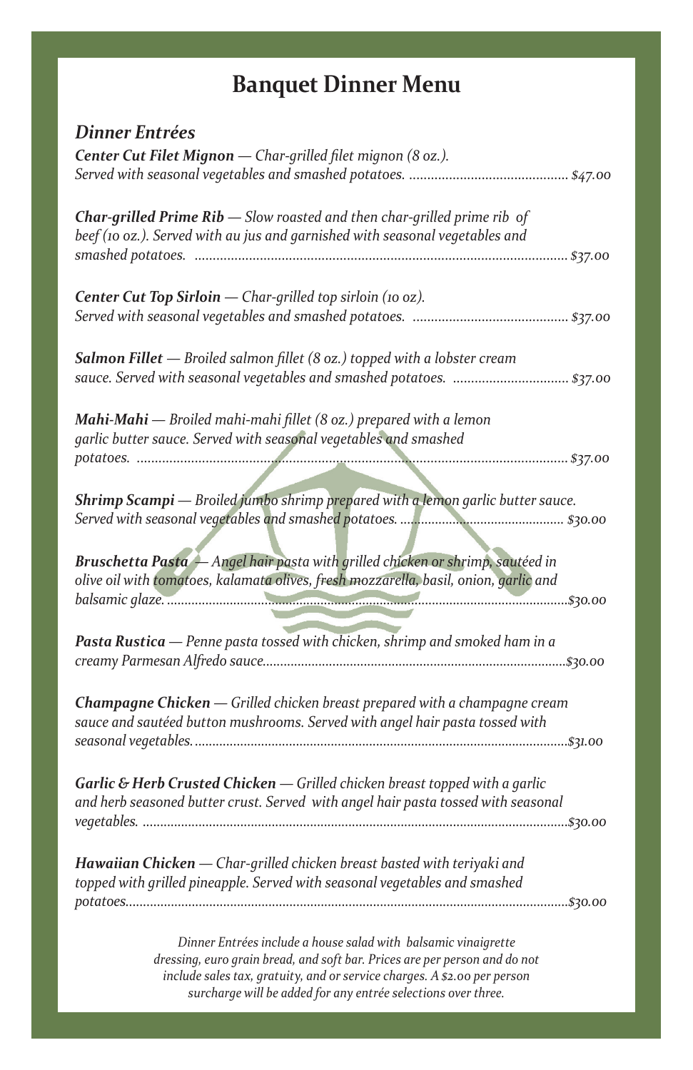# Banquet Dinner Menu

## *Dinner Entrées*

***Center Cut Filet Mignon*** *— Char-grilled filet mignon (8 oz.). Served with seasonal vegetables and smashed potatoes.* ........................................ *$47.00*

***Char-grilled Prime Rib*** *— Slow roasted and then char-grilled prime rib of beef (10 oz.). Served with au jus and garnished with seasonal vegetables and smashed potatoes.* ........................................ *$37.00*

***Center Cut Top Sirloin*** *— Char-grilled top sirloin (10 oz). Served with seasonal vegetables and smashed potatoes.* ........................................ *$37.00*

***Salmon Fillet*** *— Broiled salmon fillet (8 oz.) topped with a lobster cream sauce. Served with seasonal vegetables and smashed potatoes.* ........................................ *$37.00*

***Mahi-Mahi*** *— Broiled mahi-mahi fillet (8 oz.) prepared with a lemon garlic butter sauce. Served with seasonal vegetables and smashed potatoes.* ........................................ *$37.00*

***Shrimp Scampi*** *— Broiled jumbo shrimp prepared with a lemon garlic butter sauce. Served with seasonal vegetables and smashed potatoes.* ........................................ *$30.00*

***Bruschetta Pasta*** *— Angel hair pasta with grilled chicken or shrimp, sautéed in olive oil with tomatoes, kalamata olives, fresh mozzarella, basil, onion, garlic and balsamic glaze.* ........................................ *$30.00*

***Pasta Rustica*** *— Penne pasta tossed with chicken, shrimp and smoked ham in a creamy Parmesan Alfredo sauce.* ........................................ *$30.00*

***Champagne Chicken*** *— Grilled chicken breast prepared with a champagne cream sauce and sautéed button mushrooms. Served with angel hair pasta tossed with seasonal vegetables.* ........................................ *$31.00*

***Garlic & Herb Crusted Chicken*** *— Grilled chicken breast topped with a garlic and herb seasoned butter crust. Served with angel hair pasta tossed with seasonal vegetables.* ........................................ *$30.00*

***Hawaiian Chicken*** *— Char-grilled chicken breast basted with teriyaki and topped with grilled pineapple. Served with seasonal vegetables and smashed potatoes.* ........................................ *$30.00*

*Dinner Entrées include a house salad with balsamic vinaigrette dressing, euro grain bread, and soft bar. Prices are per person and do not include sales tax, gratuity, and or service charges. A $2.00 per person surcharge will be added for any entrée selections over three.*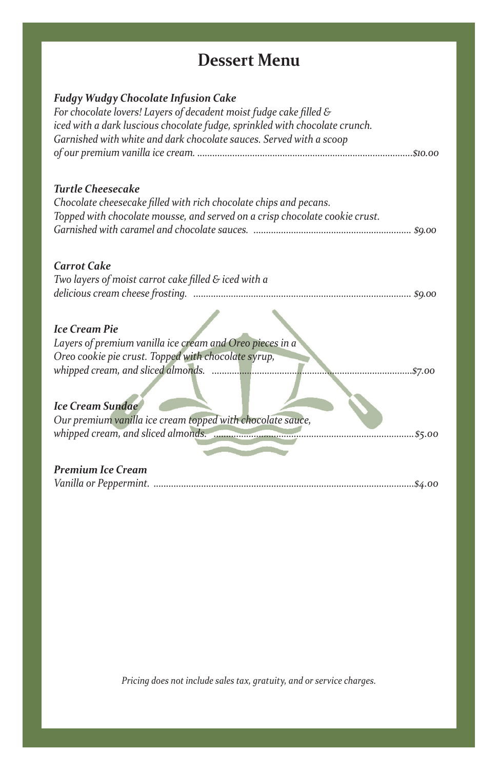# Dessert Menu

***Fudgy Wudgy Chocolate Infusion Cake***
*For chocolate lovers! Layers of decadent moist fudge cake filled & iced with a dark luscious chocolate fudge, sprinkled with chocolate crunch. Garnished with white and dark chocolate sauces. Served with a scoop of our premium vanilla ice cream. ....................$10.00*

***Turtle Cheesecake***
*Chocolate cheesecake filled with rich chocolate chips and pecans. Topped with chocolate mousse, and served on a crisp chocolate cookie crust. Garnished with caramel and chocolate sauces. .................... $9.00*

***Carrot Cake***
*Two layers of moist carrot cake filled & iced with a delicious cream cheese frosting. .................... $9.00*

***Ice Cream Pie***
*Layers of premium vanilla ice cream and Oreo pieces in a Oreo cookie pie crust. Topped with chocolate syrup, whipped cream, and sliced almonds. ....................$7.00*

***Ice Cream Sundae***
*Our premium vanilla ice cream topped with chocolate sauce, whipped cream, and sliced almonds. ....................$5.00*

***Premium Ice Cream***
*Vanilla or Peppermint. ....................$4.00*

*Pricing does not include sales tax, gratuity, and or service charges.*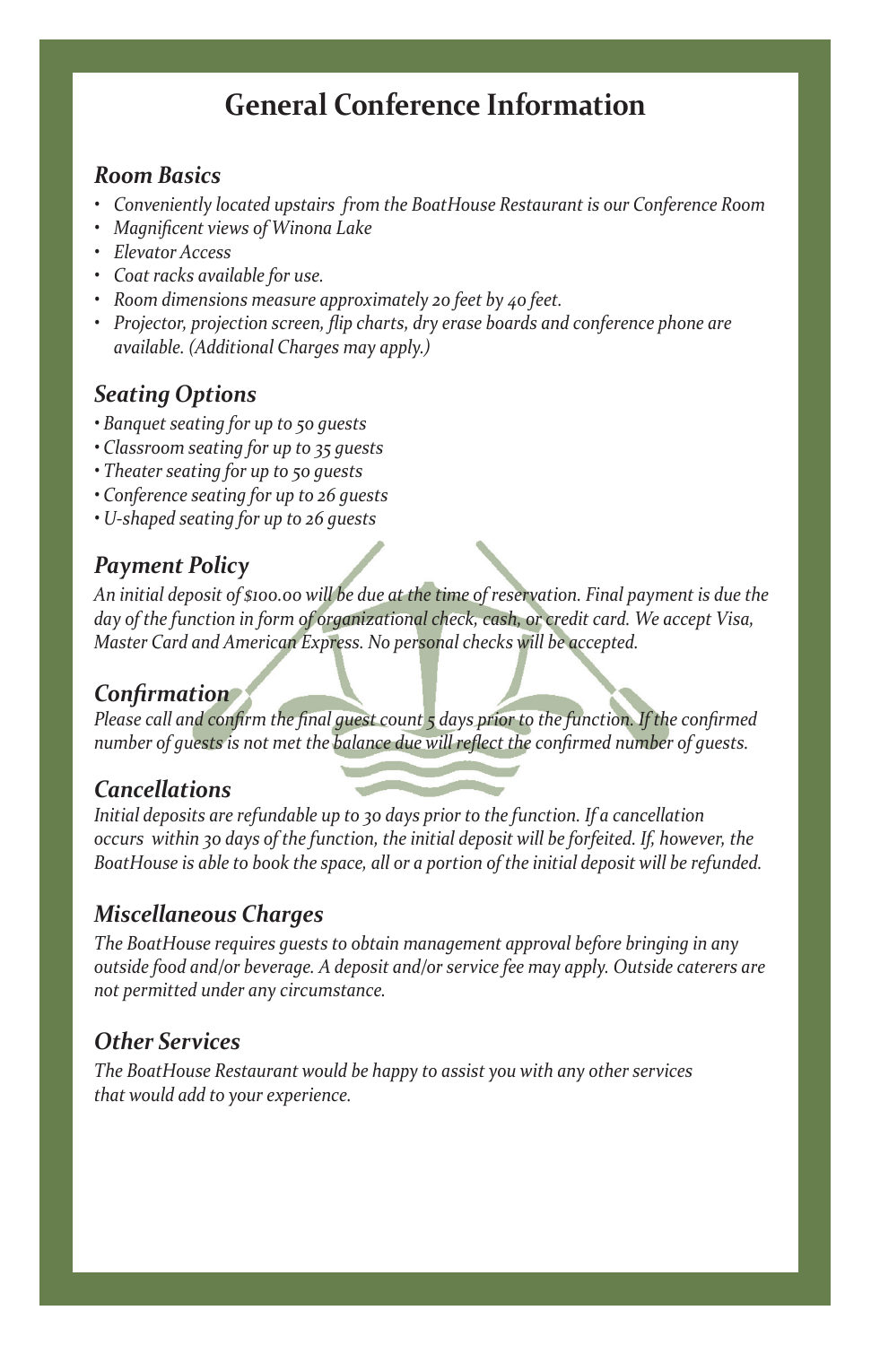# General Conference Information

## *Room Basics*

- *Conveniently located upstairs from the BoatHouse Restaurant is our Conference Room*
- *Magnificent views of Winona Lake*
- *Elevator Access*
- *Coat racks available for use.*
- *Room dimensions measure approximately 20 feet by 40 feet.*
- *Projector, projection screen, flip charts, dry erase boards and conference phone are available. (Additional Charges may apply.)*

## *Seating Options*

- *Banquet seating for up to 50 guests*
- *Classroom seating for up to 35 guests*
- *Theater seating for up to 50 guests*
- *Conference seating for up to 26 guests*
- *U-shaped seating for up to 26 guests*

## *Payment Policy*

*An initial deposit of $100.00 will be due at the time of reservation. Final payment is due the day of the function in form of organizational check, cash, or credit card. We accept Visa, Master Card and American Express. No personal checks will be accepted.*

## *Confirmation*

*Please call and confirm the final guest count 5 days prior to the function. If the confirmed number of guests is not met the balance due will reflect the confirmed number of guests.*

## *Cancellations*

*Initial deposits are refundable up to 30 days prior to the function. If a cancellation occurs within 30 days of the function, the initial deposit will be forfeited. If, however, the BoatHouse is able to book the space, all or a portion of the initial deposit will be refunded.*

## *Miscellaneous Charges*

*The BoatHouse requires guests to obtain management approval before bringing in any outside food and/or beverage. A deposit and/or service fee may apply. Outside caterers are not permitted under any circumstance.*

## *Other Services*

*The BoatHouse Restaurant would be happy to assist you with any other services that would add to your experience.*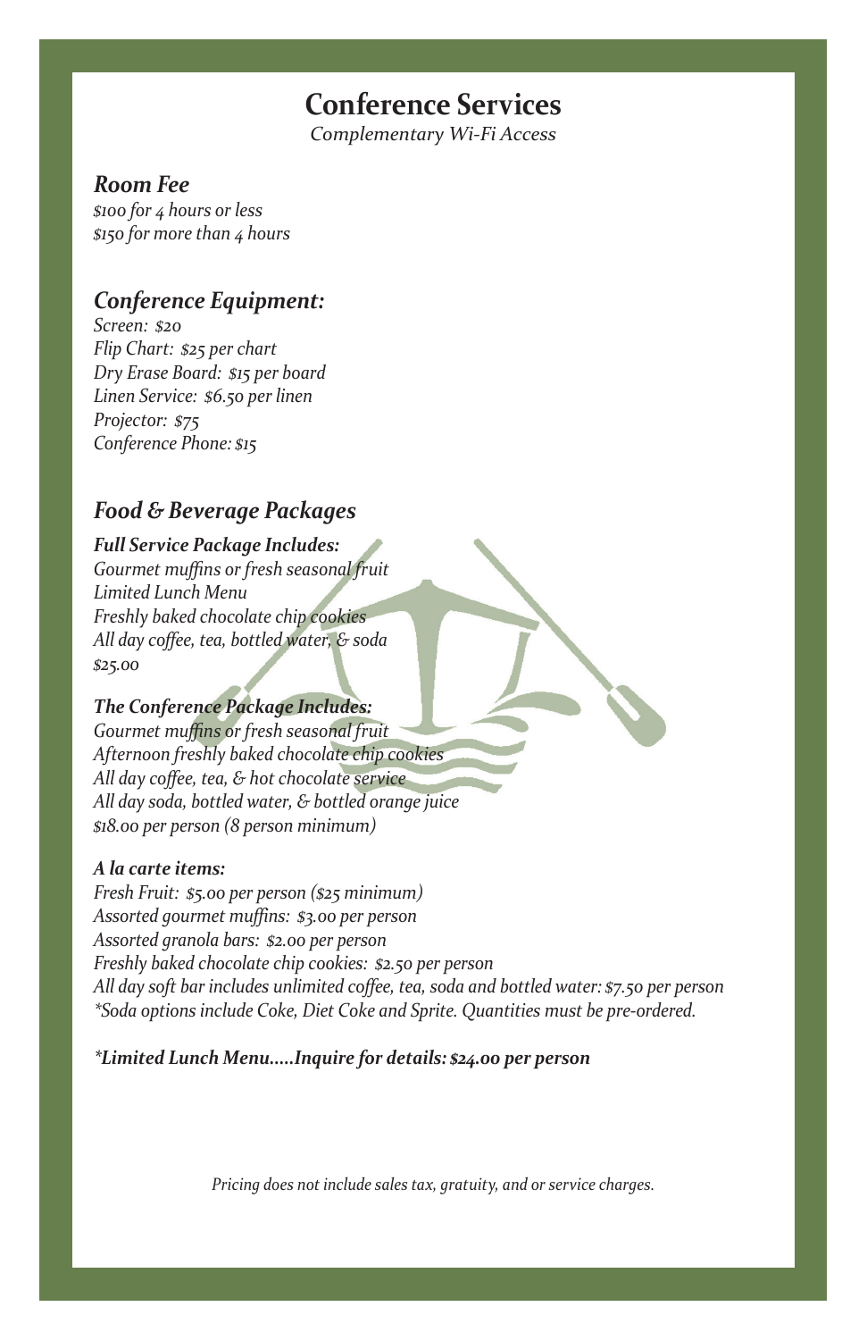# Conference Services

*Complementary Wi-Fi Access*

## *Room Fee*

*$100 for 4 hours or less*
*$150 for more than 4 hours*

## *Conference Equipment:*

*Screen: $20*
*Flip Chart: $25 per chart*
*Dry Erase Board: $15 per board*
*Linen Service: $6.50 per linen*
*Projector: $75*
*Conference Phone: $15*

## *Food & Beverage Packages*

***Full Service Package Includes:***
*Gourmet muffins or fresh seasonal fruit*
*Limited Lunch Menu*
*Freshly baked chocolate chip cookies*
*All day coffee, tea, bottled water, & soda*
*$25.00*

***The Conference Package Includes:***
*Gourmet muffins or fresh seasonal fruit*
*Afternoon freshly baked chocolate chip cookies*
*All day coffee, tea, & hot chocolate service*
*All day soda, bottled water, & bottled orange juice*
*$18.00 per person (8 person minimum)*

***A la carte items:***
*Fresh Fruit: $5.00 per person ($25 minimum)*
*Assorted gourmet muffins: $3.00 per person*
*Assorted granola bars: $2.00 per person*
*Freshly baked chocolate chip cookies: $2.50 per person*
*All day soft bar includes unlimited coffee, tea, soda and bottled water: $7.50 per person*
*\*Soda options include Coke, Diet Coke and Sprite. Quantities must be pre-ordered.*

***\*Limited Lunch Menu.....Inquire for details: $24.00 per person***

*Pricing does not include sales tax, gratuity, and or service charges.*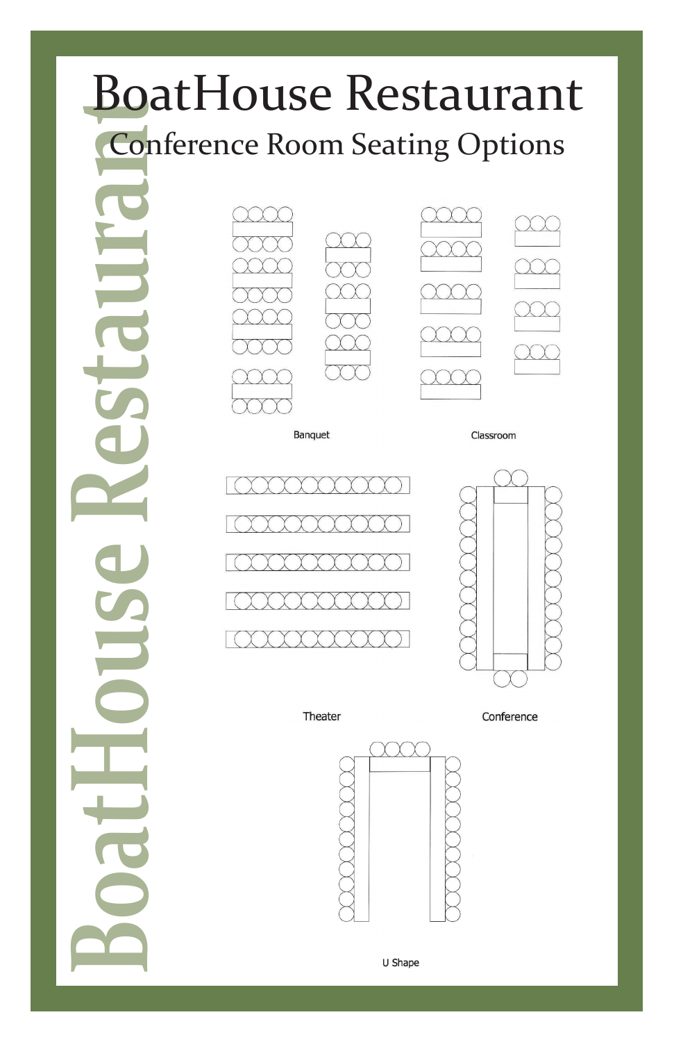# BoatHouse Restaurant

## Conference Room Seating Options

Banquet

Classroom

Theater

Conference

U Shape